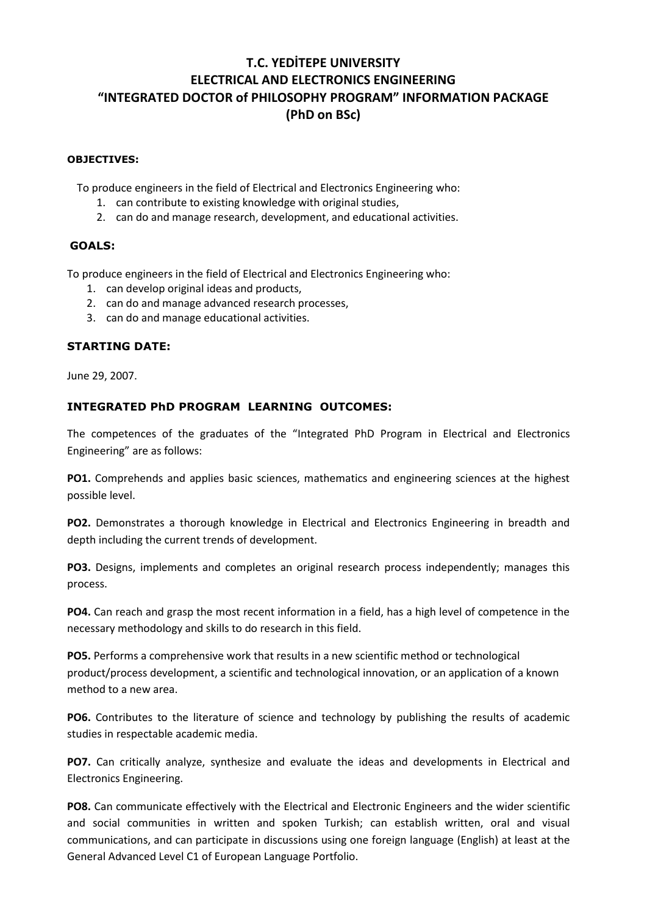# T.C. YEDİTEPE UNIVERSITY
# ELECTRICAL AND ELECTRONICS ENGINEERING
# "INTEGRATED DOCTOR of PHILOSOPHY PROGRAM" INFORMATION PACKAGE
# (PhD on BSc)

### OBJECTIVES:

To produce engineers in the field of Electrical and Electronics Engineering who:

1. can contribute to existing knowledge with original studies,
2. can do and manage research, development, and educational activities.

### GOALS:

To produce engineers in the field of Electrical and Electronics Engineering who:

1. can develop original ideas and products,
2. can do and manage advanced research processes,
3. can do and manage educational activities.

### STARTING DATE:

June 29, 2007.

### INTEGRATED PhD PROGRAM LEARNING OUTCOMES:

The competences of the graduates of the "Integrated PhD Program in Electrical and Electronics Engineering" are as follows:

**PO1.** Comprehends and applies basic sciences, mathematics and engineering sciences at the highest possible level.

**PO2.** Demonstrates a thorough knowledge in Electrical and Electronics Engineering in breadth and depth including the current trends of development.

**PO3.** Designs, implements and completes an original research process independently; manages this process.

**PO4.** Can reach and grasp the most recent information in a field, has a high level of competence in the necessary methodology and skills to do research in this field.

**PO5.** Performs a comprehensive work that results in a new scientific method or technological product/process development, a scientific and technological innovation, or an application of a known method to a new area.

**PO6.** Contributes to the literature of science and technology by publishing the results of academic studies in respectable academic media.

**PO7.** Can critically analyze, synthesize and evaluate the ideas and developments in Electrical and Electronics Engineering.

**PO8.** Can communicate effectively with the Electrical and Electronic Engineers and the wider scientific and social communities in written and spoken Turkish; can establish written, oral and visual communications, and can participate in discussions using one foreign language (English) at least at the General Advanced Level C1 of European Language Portfolio.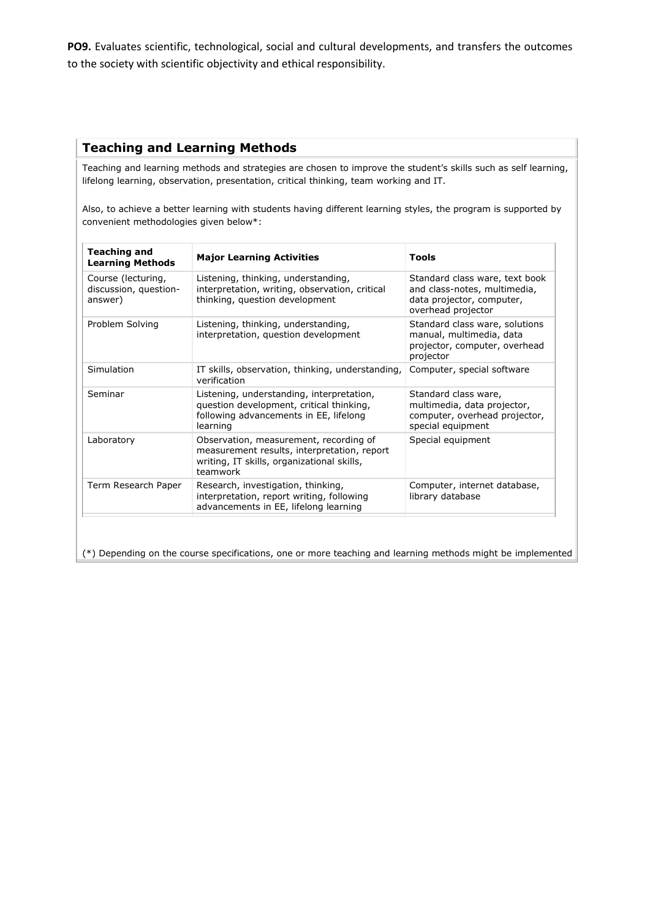**PO9.** Evaluates scientific, technological, social and cultural developments, and transfers the outcomes to the society with scientific objectivity and ethical responsibility.

## Teaching and Learning Methods

Teaching and learning methods and strategies are chosen to improve the student's skills such as self learning, lifelong learning, observation, presentation, critical thinking, team working and IT.

Also, to achieve a better learning with students having different learning styles, the program is supported by convenient methodologies given below*:

| Teaching and Learning Methods | Major Learning Activities | Tools |
|---|---|---|
| Course (lecturing, discussion, question-answer) | Listening, thinking, understanding, interpretation, writing, observation, critical thinking, question development | Standard class ware, text book and class-notes, multimedia, data projector, computer, overhead projector |
| Problem Solving | Listening, thinking, understanding, interpretation, question development | Standard class ware, solutions manual, multimedia, data projector, computer, overhead projector |
| Simulation | IT skills, observation, thinking, understanding, verification | Computer, special software |
| Seminar | Listening, understanding, interpretation, question development, critical thinking, following advancements in EE, lifelong learning | Standard class ware, multimedia, data projector, computer, overhead projector, special equipment |
| Laboratory | Observation, measurement, recording of measurement results, interpretation, report writing, IT skills, organizational skills, teamwork | Special equipment |
| Term Research Paper | Research, investigation, thinking, interpretation, report writing, following advancements in EE, lifelong learning | Computer, internet database, library database |

(*) Depending on the course specifications, one or more teaching and learning methods might be implemented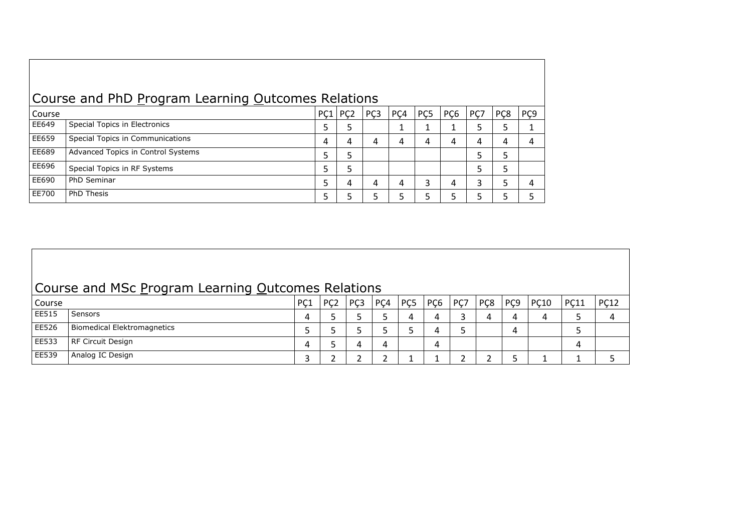## Course and PhD Program Learning Outcomes Relations

| Course | | PÇ1 | PÇ2 | PÇ3 | PÇ4 | PÇ5 | PÇ6 | PÇ7 | PÇ8 | PÇ9 |
|---|---|---|---|---|---|---|---|---|---|---|
| EE649 | Special Topics in Electronics | 5 | 5 | | 1 | 1 | 1 | 5 | 5 | 1 |
| EE659 | Special Topics in Communications | 4 | 4 | 4 | 4 | 4 | 4 | 4 | 4 | 4 |
| EE689 | Advanced Topics in Control Systems | 5 | 5 | | | | | 5 | 5 | |
| EE696 | Special Topics in RF Systems | 5 | 5 | | | | | 5 | 5 | |
| EE690 | PhD Seminar | 5 | 4 | 4 | 4 | 3 | 4 | 3 | 5 | 4 |
| EE700 | PhD Thesis | 5 | 5 | 5 | 5 | 5 | 5 | 5 | 5 | 5 |

## Course and MSc Program Learning Outcomes Relations

| Course | | PÇ1 | PÇ2 | PÇ3 | PÇ4 | PÇ5 | PÇ6 | PÇ7 | PÇ8 | PÇ9 | PÇ10 | PÇ11 | PÇ12 |
|---|---|---|---|---|---|---|---|---|---|---|---|---|---|
| EE515 | Sensors | 4 | 5 | 5 | 5 | 4 | 4 | 3 | 4 | 4 | 4 | 5 | 4 |
| EE526 | Biomedical Elektromagnetics | 5 | 5 | 5 | 5 | 5 | 4 | 5 | | 4 | | 5 | |
| EE533 | RF Circuit Design | 4 | 5 | 4 | 4 | | 4 | | | | | 4 | |
| EE539 | Analog IC Design | 3 | 2 | 2 | 2 | 1 | 1 | 2 | 2 | 5 | 1 | 1 | 5 |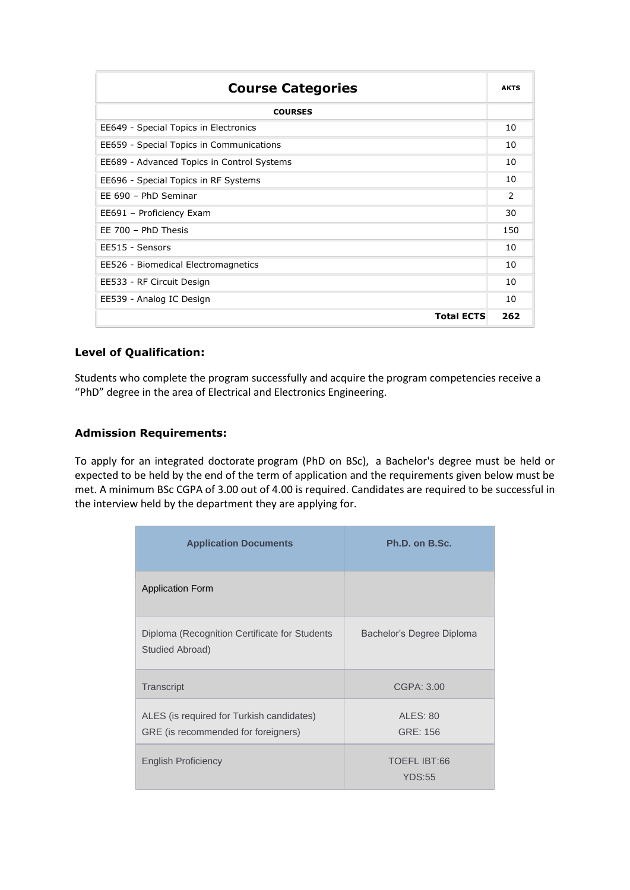| Course Categories | AKTS |
| --- | --- |
| **COURSES** | |
| EE649 - Special Topics in Electronics | 10 |
| EE659 - Special Topics in Communications | 10 |
| EE689 - Advanced Topics in Control Systems | 10 |
| EE696 - Special Topics in RF Systems | 10 |
| EE 690 – PhD Seminar | 2 |
| EE691 – Proficiency Exam | 30 |
| EE 700 – PhD Thesis | 150 |
| EE515 - Sensors | 10 |
| EE526 - Biomedical Electromagnetics | 10 |
| EE533 - RF Circuit Design | 10 |
| EE539 - Analog IC Design | 10 |
| **Total ECTS** | **262** |

### Level of Qualification:

Students who complete the program successfully and acquire the program competencies receive a "PhD" degree in the area of Electrical and Electronics Engineering.

### Admission Requirements:

To apply for an integrated doctorate program (PhD on BSc), a Bachelor's degree must be held or expected to be held by the end of the term of application and the requirements given below must be met. A minimum BSc CGPA of 3.00 out of 4.00 is required. Candidates are required to be successful in the interview held by the department they are applying for.

| Application Documents | Ph.D. on B.Sc. |
| --- | --- |
| Application Form | |
| Diploma (Recognition Certificate for Students Studied Abroad) | Bachelor's Degree Diploma |
| Transcript | CGPA: 3.00 |
| ALES (is required for Turkish candidates)<br>GRE (is recommended for foreigners) | ALES: 80<br>GRE: 156 |
| English Proficiency | TOEFL IBT:66<br>YDS:55 |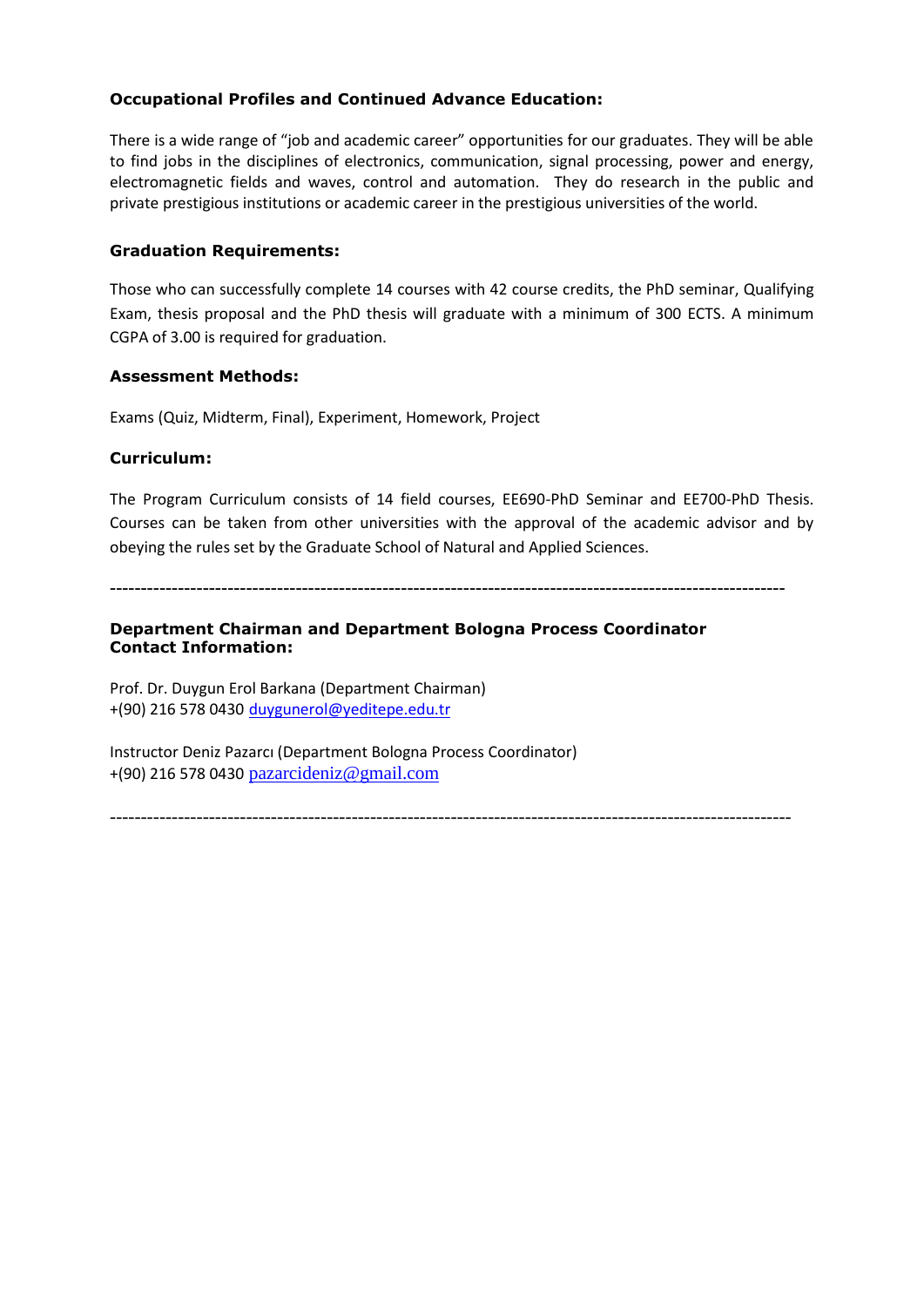**Occupational Profiles and Continued Advance Education:**

There is a wide range of "job and academic career" opportunities for our graduates. They will be able to find jobs in the disciplines of electronics, communication, signal processing, power and energy, electromagnetic fields and waves, control and automation. They do research in the public and private prestigious institutions or academic career in the prestigious universities of the world.

**Graduation Requirements:**

Those who can successfully complete 14 courses with 42 course credits, the PhD seminar, Qualifying Exam, thesis proposal and the PhD thesis will graduate with a minimum of 300 ECTS. A minimum CGPA of 3.00 is required for graduation.

**Assessment Methods:**

Exams (Quiz, Midterm, Final), Experiment, Homework, Project

**Curriculum:**

The Program Curriculum consists of 14 field courses, EE690-PhD Seminar and EE700-PhD Thesis. Courses can be taken from other universities with the approval of the academic advisor and by obeying the rules set by the Graduate School of Natural and Applied Sciences.

---

**Department Chairman and Department Bologna Process Coordinator Contact Information:**

Prof. Dr. Duygun Erol Barkana (Department Chairman)
+(90) 216 578 0430 duygunerol@yeditepe.edu.tr

Instructor Deniz Pazarcı (Department Bologna Process Coordinator)
+(90) 216 578 0430 pazarcideniz@gmail.com

---